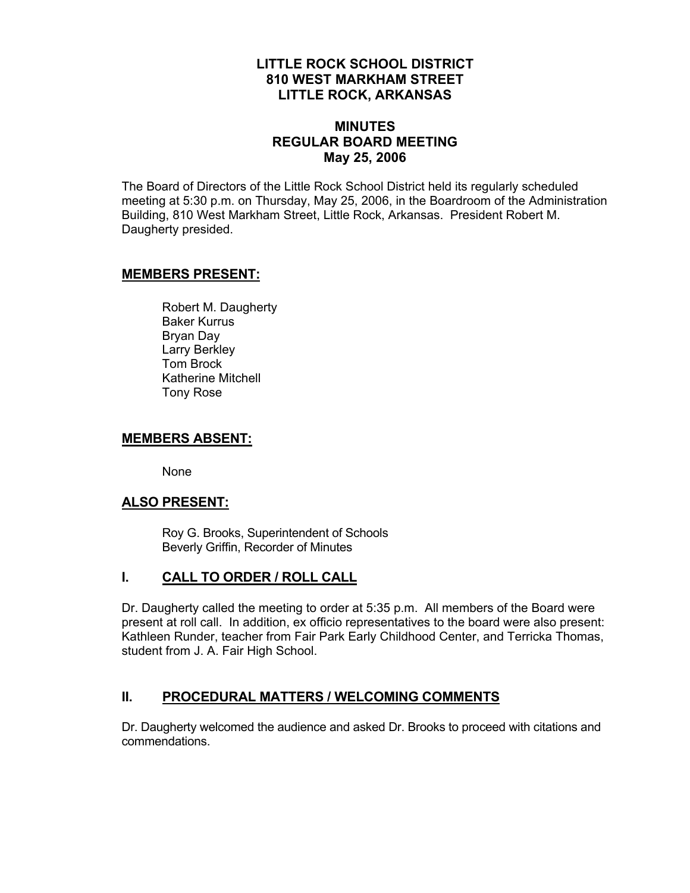# LITTLE ROCK SCHOOL DISTRICT
## 810 WEST MARKHAM STREET
## LITTLE ROCK, ARKANSAS

## MINUTES
## REGULAR BOARD MEETING
## May 25, 2006

The Board of Directors of the Little Rock School District held its regularly scheduled meeting at 5:30 p.m. on Thursday, May 25, 2006, in the Boardroom of the Administration Building, 810 West Markham Street, Little Rock, Arkansas. President Robert M. Daugherty presided.

### MEMBERS PRESENT:

Robert M. Daugherty
Baker Kurrus
Bryan Day
Larry Berkley
Tom Brock
Katherine Mitchell
Tony Rose

### MEMBERS ABSENT:

None

### ALSO PRESENT:

Roy G. Brooks, Superintendent of Schools
Beverly Griffin, Recorder of Minutes

### I. CALL TO ORDER / ROLL CALL

Dr. Daugherty called the meeting to order at 5:35 p.m. All members of the Board were present at roll call. In addition, ex officio representatives to the board were also present: Kathleen Runder, teacher from Fair Park Early Childhood Center, and Terricka Thomas, student from J. A. Fair High School.

### II. PROCEDURAL MATTERS / WELCOMING COMMENTS

Dr. Daugherty welcomed the audience and asked Dr. Brooks to proceed with citations and commendations.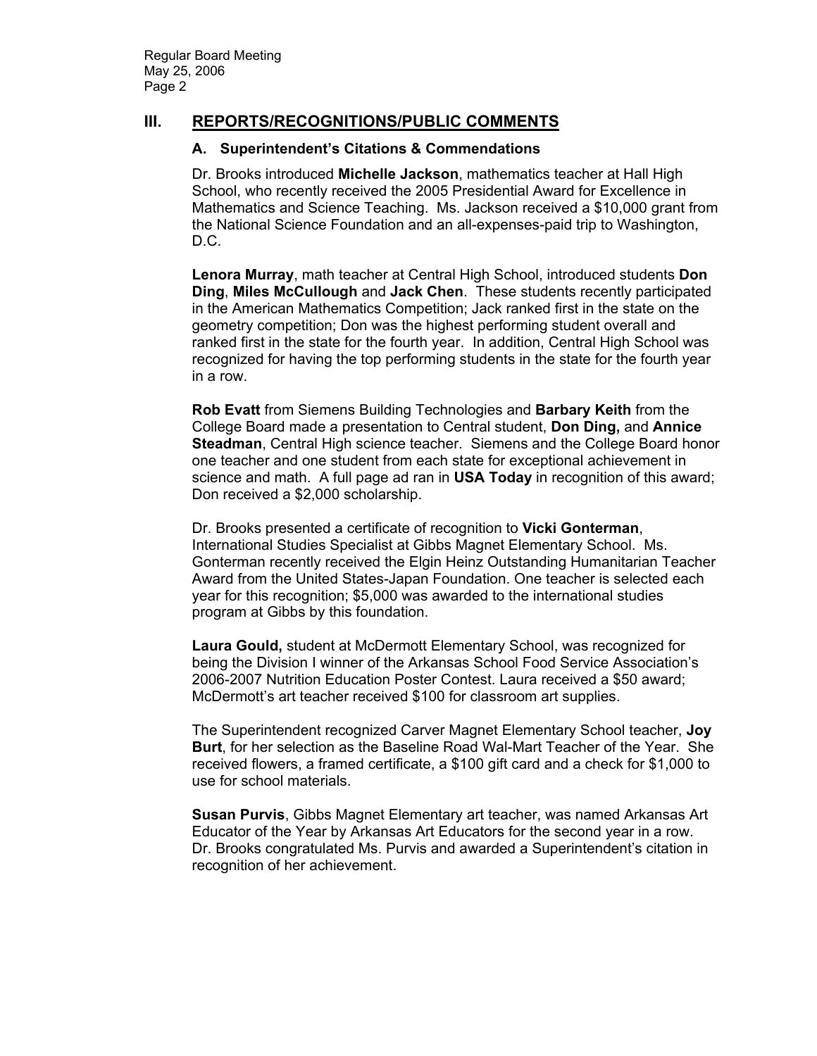## III. REPORTS/RECOGNITIONS/PUBLIC COMMENTS

### A. Superintendent's Citations & Commendations

Dr. Brooks introduced **Michelle Jackson**, mathematics teacher at Hall High School, who recently received the 2005 Presidential Award for Excellence in Mathematics and Science Teaching. Ms. Jackson received a $10,000 grant from the National Science Foundation and an all-expenses-paid trip to Washington, D.C.

**Lenora Murray**, math teacher at Central High School, introduced students **Don Ding**, **Miles McCullough** and **Jack Chen**. These students recently participated in the American Mathematics Competition; Jack ranked first in the state on the geometry competition; Don was the highest performing student overall and ranked first in the state for the fourth year. In addition, Central High School was recognized for having the top performing students in the state for the fourth year in a row.

**Rob Evatt** from Siemens Building Technologies and **Barbary Keith** from the College Board made a presentation to Central student, **Don Ding,** and **Annice Steadman**, Central High science teacher. Siemens and the College Board honor one teacher and one student from each state for exceptional achievement in science and math. A full page ad ran in **USA Today** in recognition of this award; Don received a $2,000 scholarship.

Dr. Brooks presented a certificate of recognition to **Vicki Gonterman**, International Studies Specialist at Gibbs Magnet Elementary School. Ms. Gonterman recently received the Elgin Heinz Outstanding Humanitarian Teacher Award from the United States-Japan Foundation. One teacher is selected each year for this recognition; $5,000 was awarded to the international studies program at Gibbs by this foundation.

**Laura Gould,** student at McDermott Elementary School, was recognized for being the Division I winner of the Arkansas School Food Service Association's 2006-2007 Nutrition Education Poster Contest. Laura received a $50 award; McDermott's art teacher received $100 for classroom art supplies.

The Superintendent recognized Carver Magnet Elementary School teacher, **Joy Burt**, for her selection as the Baseline Road Wal-Mart Teacher of the Year. She received flowers, a framed certificate, a $100 gift card and a check for $1,000 to use for school materials.

**Susan Purvis**, Gibbs Magnet Elementary art teacher, was named Arkansas Art Educator of the Year by Arkansas Art Educators for the second year in a row. Dr. Brooks congratulated Ms. Purvis and awarded a Superintendent's citation in recognition of her achievement.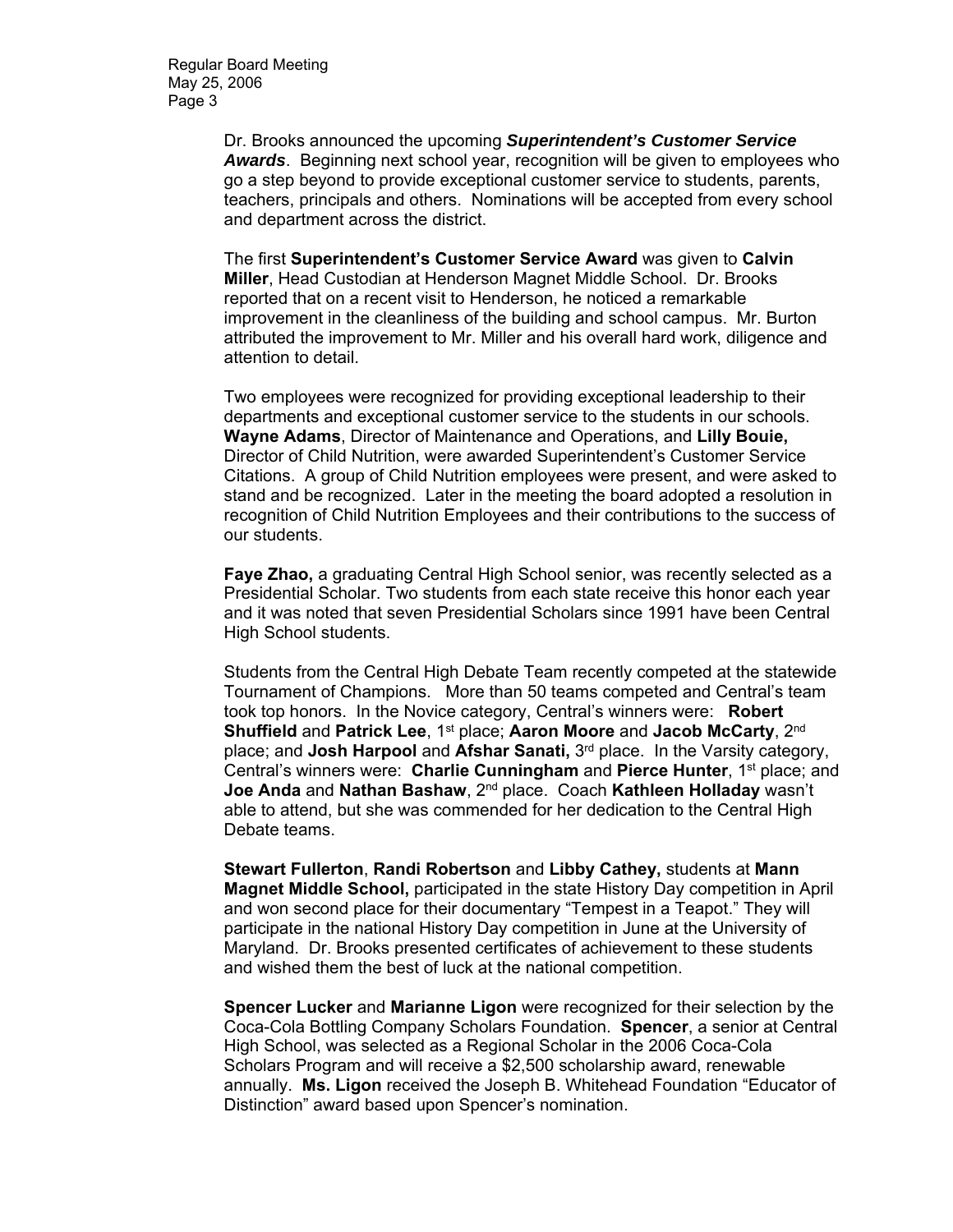Dr. Brooks announced the upcoming ***Superintendent's Customer Service Awards***. Beginning next school year, recognition will be given to employees who go a step beyond to provide exceptional customer service to students, parents, teachers, principals and others. Nominations will be accepted from every school and department across the district.

The first **Superintendent's Customer Service Award** was given to **Calvin Miller**, Head Custodian at Henderson Magnet Middle School. Dr. Brooks reported that on a recent visit to Henderson, he noticed a remarkable improvement in the cleanliness of the building and school campus. Mr. Burton attributed the improvement to Mr. Miller and his overall hard work, diligence and attention to detail.

Two employees were recognized for providing exceptional leadership to their departments and exceptional customer service to the students in our schools. **Wayne Adams**, Director of Maintenance and Operations, and **Lilly Bouie,** Director of Child Nutrition, were awarded Superintendent's Customer Service Citations. A group of Child Nutrition employees were present, and were asked to stand and be recognized. Later in the meeting the board adopted a resolution in recognition of Child Nutrition Employees and their contributions to the success of our students.

**Faye Zhao,** a graduating Central High School senior, was recently selected as a Presidential Scholar. Two students from each state receive this honor each year and it was noted that seven Presidential Scholars since 1991 have been Central High School students.

Students from the Central High Debate Team recently competed at the statewide Tournament of Champions. More than 50 teams competed and Central's team took top honors. In the Novice category, Central's winners were: **Robert Shuffield** and **Patrick Lee**, 1st place; **Aaron Moore** and **Jacob McCarty**, 2nd place; and **Josh Harpool** and **Afshar Sanati,** 3rd place. In the Varsity category, Central's winners were: **Charlie Cunningham** and **Pierce Hunter**, 1st place; and **Joe Anda** and **Nathan Bashaw**, 2nd place. Coach **Kathleen Holladay** wasn't able to attend, but she was commended for her dedication to the Central High Debate teams.

**Stewart Fullerton**, **Randi Robertson** and **Libby Cathey,** students at **Mann Magnet Middle School,** participated in the state History Day competition in April and won second place for their documentary "Tempest in a Teapot." They will participate in the national History Day competition in June at the University of Maryland. Dr. Brooks presented certificates of achievement to these students and wished them the best of luck at the national competition.

**Spencer Lucker** and **Marianne Ligon** were recognized for their selection by the Coca-Cola Bottling Company Scholars Foundation. **Spencer**, a senior at Central High School, was selected as a Regional Scholar in the 2006 Coca-Cola Scholars Program and will receive a $2,500 scholarship award, renewable annually. **Ms. Ligon** received the Joseph B. Whitehead Foundation "Educator of Distinction" award based upon Spencer's nomination.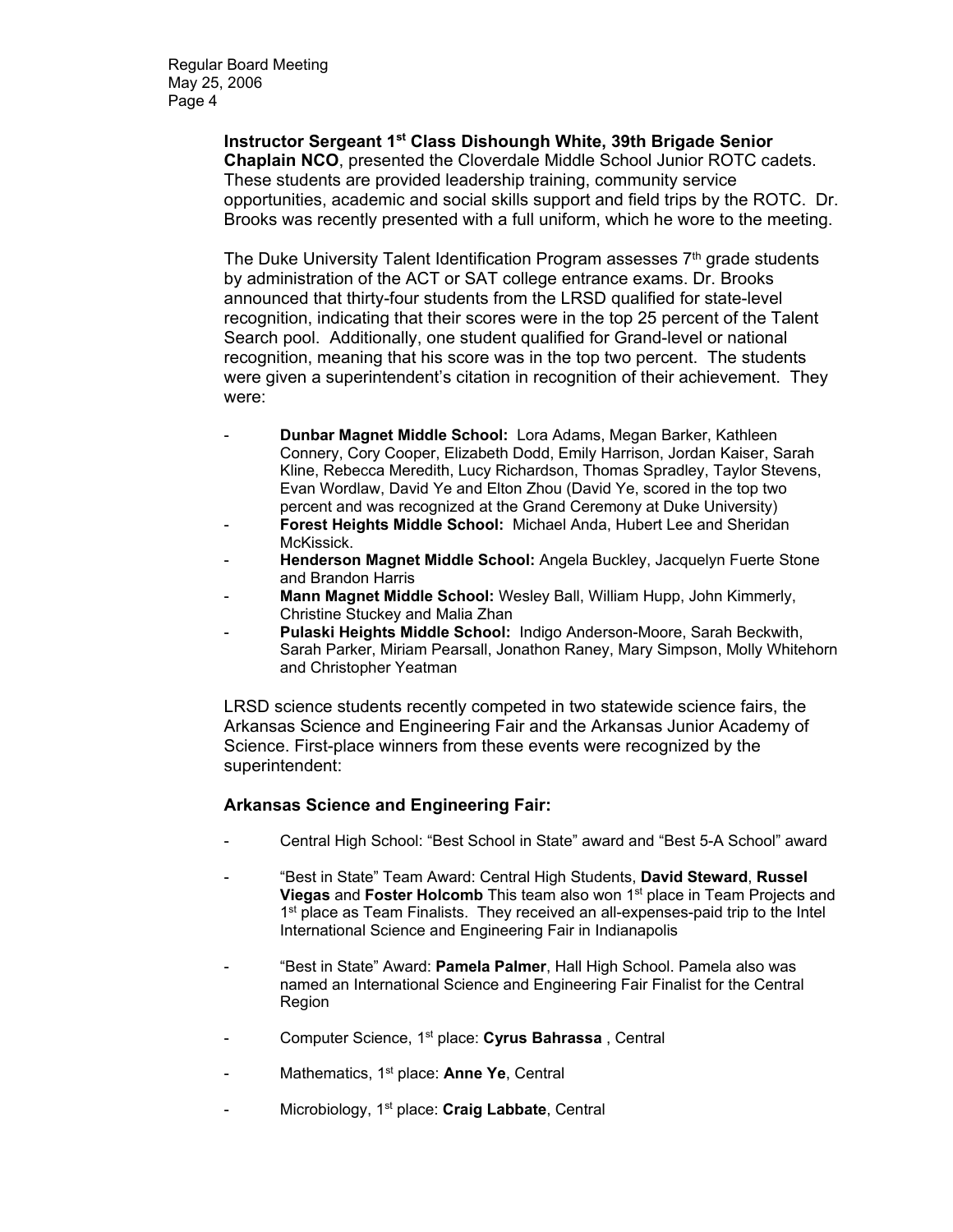**Instructor Sergeant 1st Class Dishoungh White, 39th Brigade Senior Chaplain NCO**, presented the Cloverdale Middle School Junior ROTC cadets. These students are provided leadership training, community service opportunities, academic and social skills support and field trips by the ROTC. Dr. Brooks was recently presented with a full uniform, which he wore to the meeting.

The Duke University Talent Identification Program assesses 7th grade students by administration of the ACT or SAT college entrance exams. Dr. Brooks announced that thirty-four students from the LRSD qualified for state-level recognition, indicating that their scores were in the top 25 percent of the Talent Search pool. Additionally, one student qualified for Grand-level or national recognition, meaning that his score was in the top two percent. The students were given a superintendent's citation in recognition of their achievement. They were:

- **Dunbar Magnet Middle School:** Lora Adams, Megan Barker, Kathleen Connery, Cory Cooper, Elizabeth Dodd, Emily Harrison, Jordan Kaiser, Sarah Kline, Rebecca Meredith, Lucy Richardson, Thomas Spradley, Taylor Stevens, Evan Wordlaw, David Ye and Elton Zhou (David Ye, scored in the top two percent and was recognized at the Grand Ceremony at Duke University)
- **Forest Heights Middle School:** Michael Anda, Hubert Lee and Sheridan McKissick.
- **Henderson Magnet Middle School:** Angela Buckley, Jacquelyn Fuerte Stone and Brandon Harris
- **Mann Magnet Middle School:** Wesley Ball, William Hupp, John Kimmerly, Christine Stuckey and Malia Zhan
- **Pulaski Heights Middle School:** Indigo Anderson-Moore, Sarah Beckwith, Sarah Parker, Miriam Pearsall, Jonathon Raney, Mary Simpson, Molly Whitehorn and Christopher Yeatman

LRSD science students recently competed in two statewide science fairs, the Arkansas Science and Engineering Fair and the Arkansas Junior Academy of Science. First-place winners from these events were recognized by the superintendent:

**Arkansas Science and Engineering Fair:**

- Central High School: "Best School in State" award and "Best 5-A School" award
- "Best in State" Team Award: Central High Students, **David Steward**, **Russel Viegas** and **Foster Holcomb** This team also won 1st place in Team Projects and 1st place as Team Finalists. They received an all-expenses-paid trip to the Intel International Science and Engineering Fair in Indianapolis
- "Best in State" Award: **Pamela Palmer**, Hall High School. Pamela also was named an International Science and Engineering Fair Finalist for the Central Region
- Computer Science, 1st place: **Cyrus Bahrassa** , Central
- Mathematics, 1st place: **Anne Ye**, Central
- Microbiology, 1st place: **Craig Labbate**, Central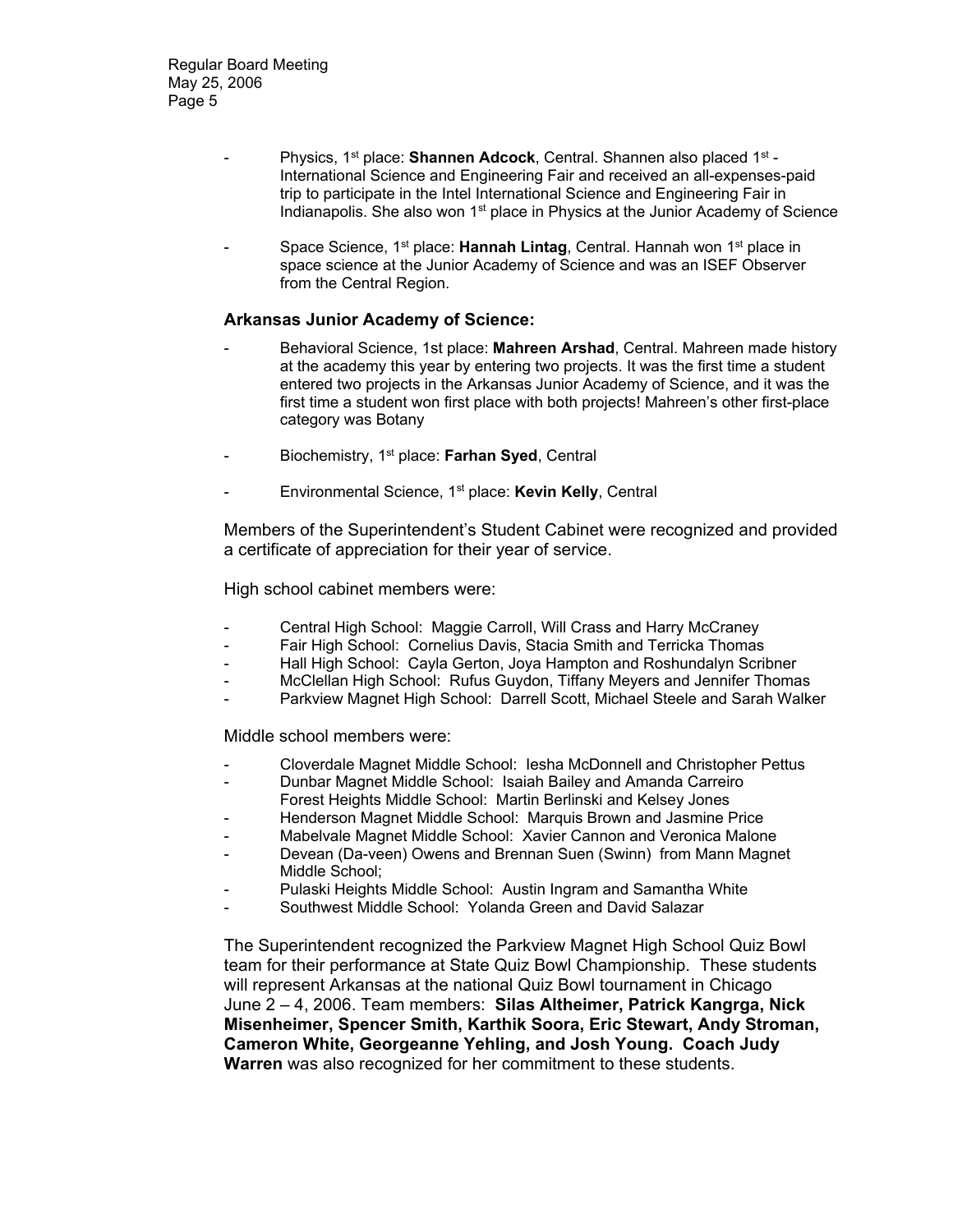- Physics, 1st place: **Shannen Adcock**, Central. Shannen also placed 1st - International Science and Engineering Fair and received an all-expenses-paid trip to participate in the Intel International Science and Engineering Fair in Indianapolis. She also won 1st place in Physics at the Junior Academy of Science

- Space Science, 1st place: **Hannah Lintag**, Central. Hannah won 1st place in space science at the Junior Academy of Science and was an ISEF Observer from the Central Region.

### Arkansas Junior Academy of Science:

- Behavioral Science, 1st place: **Mahreen Arshad**, Central. Mahreen made history at the academy this year by entering two projects. It was the first time a student entered two projects in the Arkansas Junior Academy of Science, and it was the first time a student won first place with both projects! Mahreen's other first-place category was Botany

- Biochemistry, 1st place: **Farhan Syed**, Central

- Environmental Science, 1st place: **Kevin Kelly**, Central

Members of the Superintendent's Student Cabinet were recognized and provided a certificate of appreciation for their year of service.

High school cabinet members were:

- Central High School: Maggie Carroll, Will Crass and Harry McCraney
- Fair High School: Cornelius Davis, Stacia Smith and Terricka Thomas
- Hall High School: Cayla Gerton, Joya Hampton and Roshundalyn Scribner
- McClellan High School: Rufus Guydon, Tiffany Meyers and Jennifer Thomas
- Parkview Magnet High School: Darrell Scott, Michael Steele and Sarah Walker

Middle school members were:

- Cloverdale Magnet Middle School: Iesha McDonnell and Christopher Pettus
- Dunbar Magnet Middle School: Isaiah Bailey and Amanda Carreiro
  Forest Heights Middle School: Martin Berlinski and Kelsey Jones
- Henderson Magnet Middle School: Marquis Brown and Jasmine Price
- Mabelvale Magnet Middle School: Xavier Cannon and Veronica Malone
- Devean (Da-veen) Owens and Brennan Suen (Swinn) from Mann Magnet Middle School;
- Pulaski Heights Middle School: Austin Ingram and Samantha White
- Southwest Middle School: Yolanda Green and David Salazar

The Superintendent recognized the Parkview Magnet High School Quiz Bowl team for their performance at State Quiz Bowl Championship. These students will represent Arkansas at the national Quiz Bowl tournament in Chicago June 2 – 4, 2006. Team members: **Silas Altheimer, Patrick Kangrga, Nick Misenheimer, Spencer Smith, Karthik Soora, Eric Stewart, Andy Stroman, Cameron White, Georgeanne Yehling, and Josh Young. Coach Judy Warren** was also recognized for her commitment to these students.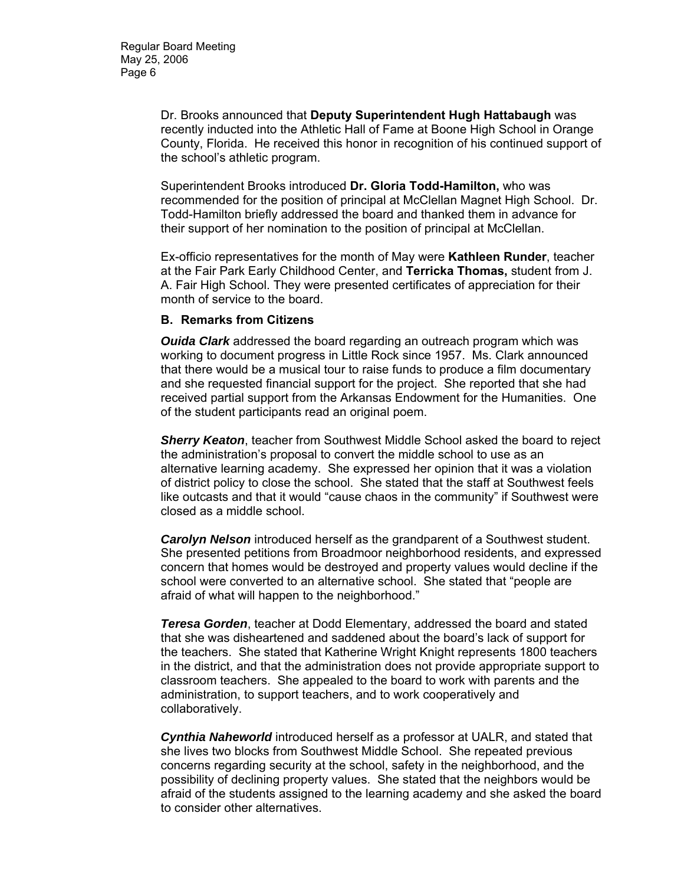Dr. Brooks announced that **Deputy Superintendent Hugh Hattabaugh** was recently inducted into the Athletic Hall of Fame at Boone High School in Orange County, Florida. He received this honor in recognition of his continued support of the school's athletic program.

Superintendent Brooks introduced **Dr. Gloria Todd-Hamilton,** who was recommended for the position of principal at McClellan Magnet High School. Dr. Todd-Hamilton briefly addressed the board and thanked them in advance for their support of her nomination to the position of principal at McClellan.

Ex-officio representatives for the month of May were **Kathleen Runder**, teacher at the Fair Park Early Childhood Center, and **Terricka Thomas,** student from J. A. Fair High School. They were presented certificates of appreciation for their month of service to the board.

### B. Remarks from Citizens

***Ouida Clark*** addressed the board regarding an outreach program which was working to document progress in Little Rock since 1957. Ms. Clark announced that there would be a musical tour to raise funds to produce a film documentary and she requested financial support for the project. She reported that she had received partial support from the Arkansas Endowment for the Humanities. One of the student participants read an original poem.

***Sherry Keaton***, teacher from Southwest Middle School asked the board to reject the administration's proposal to convert the middle school to use as an alternative learning academy. She expressed her opinion that it was a violation of district policy to close the school. She stated that the staff at Southwest feels like outcasts and that it would "cause chaos in the community" if Southwest were closed as a middle school.

***Carolyn Nelson*** introduced herself as the grandparent of a Southwest student. She presented petitions from Broadmoor neighborhood residents, and expressed concern that homes would be destroyed and property values would decline if the school were converted to an alternative school. She stated that "people are afraid of what will happen to the neighborhood."

***Teresa Gorden***, teacher at Dodd Elementary, addressed the board and stated that she was disheartened and saddened about the board's lack of support for the teachers. She stated that Katherine Wright Knight represents 1800 teachers in the district, and that the administration does not provide appropriate support to classroom teachers. She appealed to the board to work with parents and the administration, to support teachers, and to work cooperatively and collaboratively.

***Cynthia Naheworld*** introduced herself as a professor at UALR, and stated that she lives two blocks from Southwest Middle School. She repeated previous concerns regarding security at the school, safety in the neighborhood, and the possibility of declining property values. She stated that the neighbors would be afraid of the students assigned to the learning academy and she asked the board to consider other alternatives.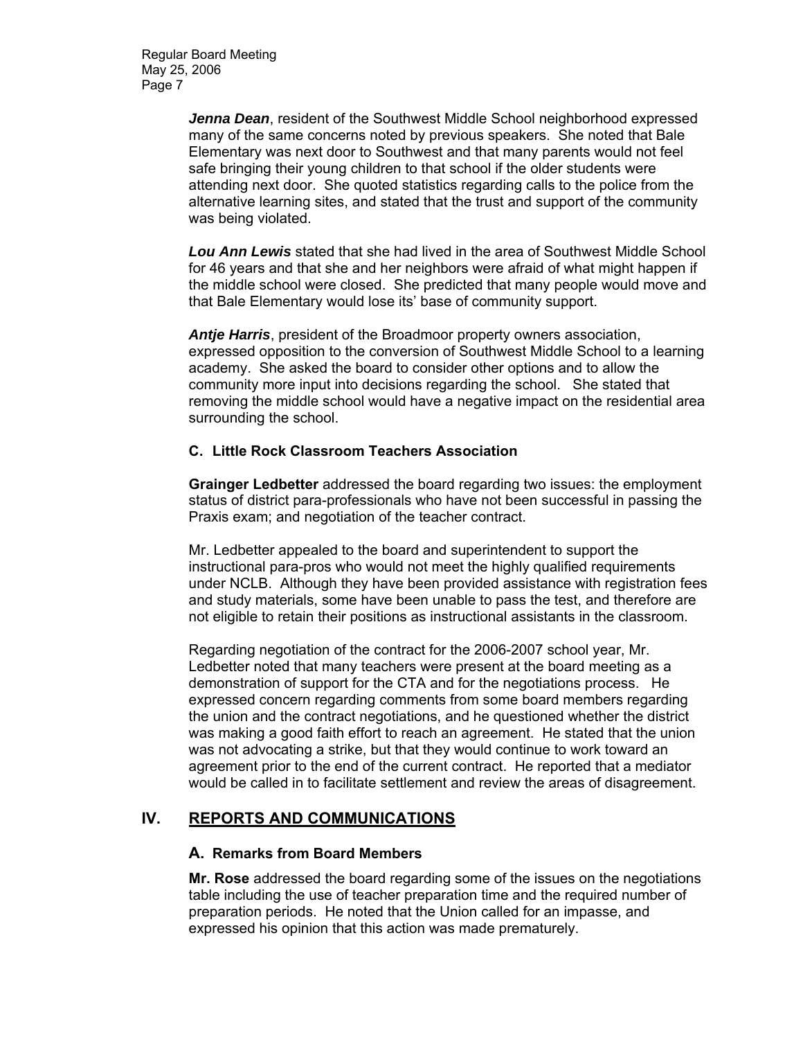***Jenna Dean***, resident of the Southwest Middle School neighborhood expressed many of the same concerns noted by previous speakers. She noted that Bale Elementary was next door to Southwest and that many parents would not feel safe bringing their young children to that school if the older students were attending next door. She quoted statistics regarding calls to the police from the alternative learning sites, and stated that the trust and support of the community was being violated.

***Lou Ann Lewis*** stated that she had lived in the area of Southwest Middle School for 46 years and that she and her neighbors were afraid of what might happen if the middle school were closed. She predicted that many people would move and that Bale Elementary would lose its' base of community support.

***Antje Harris***, president of the Broadmoor property owners association, expressed opposition to the conversion of Southwest Middle School to a learning academy. She asked the board to consider other options and to allow the community more input into decisions regarding the school. She stated that removing the middle school would have a negative impact on the residential area surrounding the school.

### C. Little Rock Classroom Teachers Association

**Grainger Ledbetter** addressed the board regarding two issues: the employment status of district para-professionals who have not been successful in passing the Praxis exam; and negotiation of the teacher contract.

Mr. Ledbetter appealed to the board and superintendent to support the instructional para-pros who would not meet the highly qualified requirements under NCLB. Although they have been provided assistance with registration fees and study materials, some have been unable to pass the test, and therefore are not eligible to retain their positions as instructional assistants in the classroom.

Regarding negotiation of the contract for the 2006-2007 school year, Mr. Ledbetter noted that many teachers were present at the board meeting as a demonstration of support for the CTA and for the negotiations process. He expressed concern regarding comments from some board members regarding the union and the contract negotiations, and he questioned whether the district was making a good faith effort to reach an agreement. He stated that the union was not advocating a strike, but that they would continue to work toward an agreement prior to the end of the current contract. He reported that a mediator would be called in to facilitate settlement and review the areas of disagreement.

## IV. REPORTS AND COMMUNICATIONS

### A. Remarks from Board Members

**Mr. Rose** addressed the board regarding some of the issues on the negotiations table including the use of teacher preparation time and the required number of preparation periods. He noted that the Union called for an impasse, and expressed his opinion that this action was made prematurely.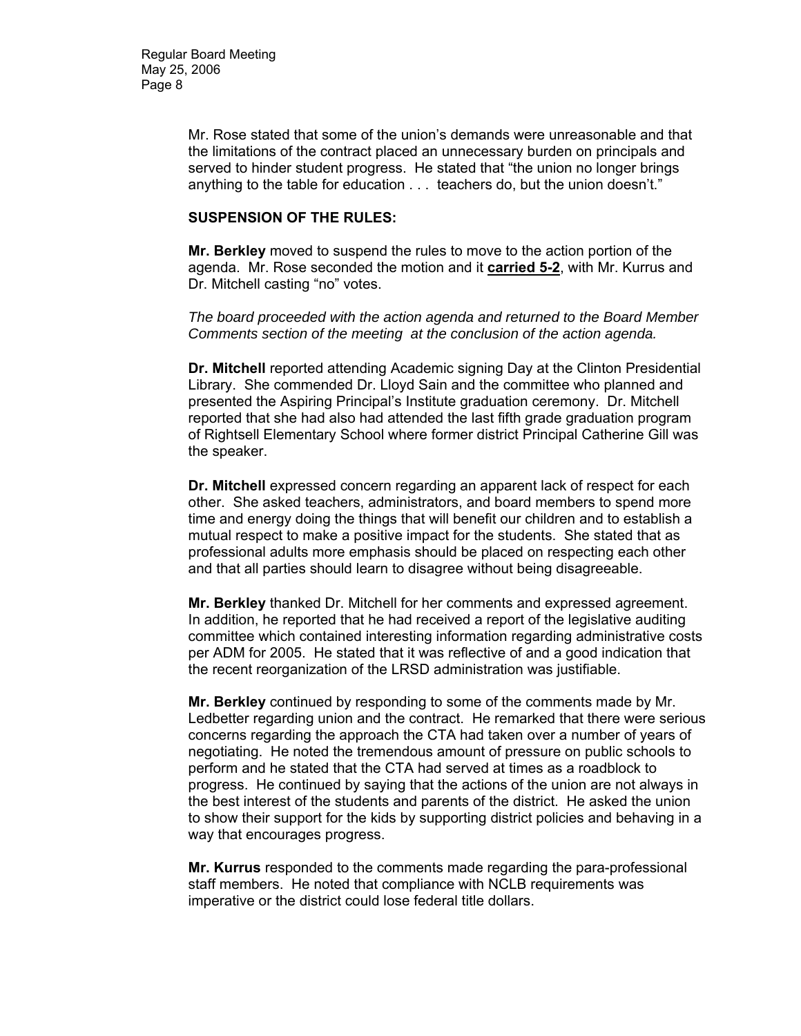Mr. Rose stated that some of the union's demands were unreasonable and that the limitations of the contract placed an unnecessary burden on principals and served to hinder student progress. He stated that "the union no longer brings anything to the table for education . . . teachers do, but the union doesn't."

**SUSPENSION OF THE RULES:**

**Mr. Berkley** moved to suspend the rules to move to the action portion of the agenda. Mr. Rose seconded the motion and it **carried 5-2**, with Mr. Kurrus and Dr. Mitchell casting "no" votes.

*The board proceeded with the action agenda and returned to the Board Member Comments section of the meeting at the conclusion of the action agenda.*

**Dr. Mitchell** reported attending Academic signing Day at the Clinton Presidential Library. She commended Dr. Lloyd Sain and the committee who planned and presented the Aspiring Principal's Institute graduation ceremony. Dr. Mitchell reported that she had also had attended the last fifth grade graduation program of Rightsell Elementary School where former district Principal Catherine Gill was the speaker.

**Dr. Mitchell** expressed concern regarding an apparent lack of respect for each other. She asked teachers, administrators, and board members to spend more time and energy doing the things that will benefit our children and to establish a mutual respect to make a positive impact for the students. She stated that as professional adults more emphasis should be placed on respecting each other and that all parties should learn to disagree without being disagreeable.

**Mr. Berkley** thanked Dr. Mitchell for her comments and expressed agreement. In addition, he reported that he had received a report of the legislative auditing committee which contained interesting information regarding administrative costs per ADM for 2005. He stated that it was reflective of and a good indication that the recent reorganization of the LRSD administration was justifiable.

**Mr. Berkley** continued by responding to some of the comments made by Mr. Ledbetter regarding union and the contract. He remarked that there were serious concerns regarding the approach the CTA had taken over a number of years of negotiating. He noted the tremendous amount of pressure on public schools to perform and he stated that the CTA had served at times as a roadblock to progress. He continued by saying that the actions of the union are not always in the best interest of the students and parents of the district. He asked the union to show their support for the kids by supporting district policies and behaving in a way that encourages progress.

**Mr. Kurrus** responded to the comments made regarding the para-professional staff members. He noted that compliance with NCLB requirements was imperative or the district could lose federal title dollars.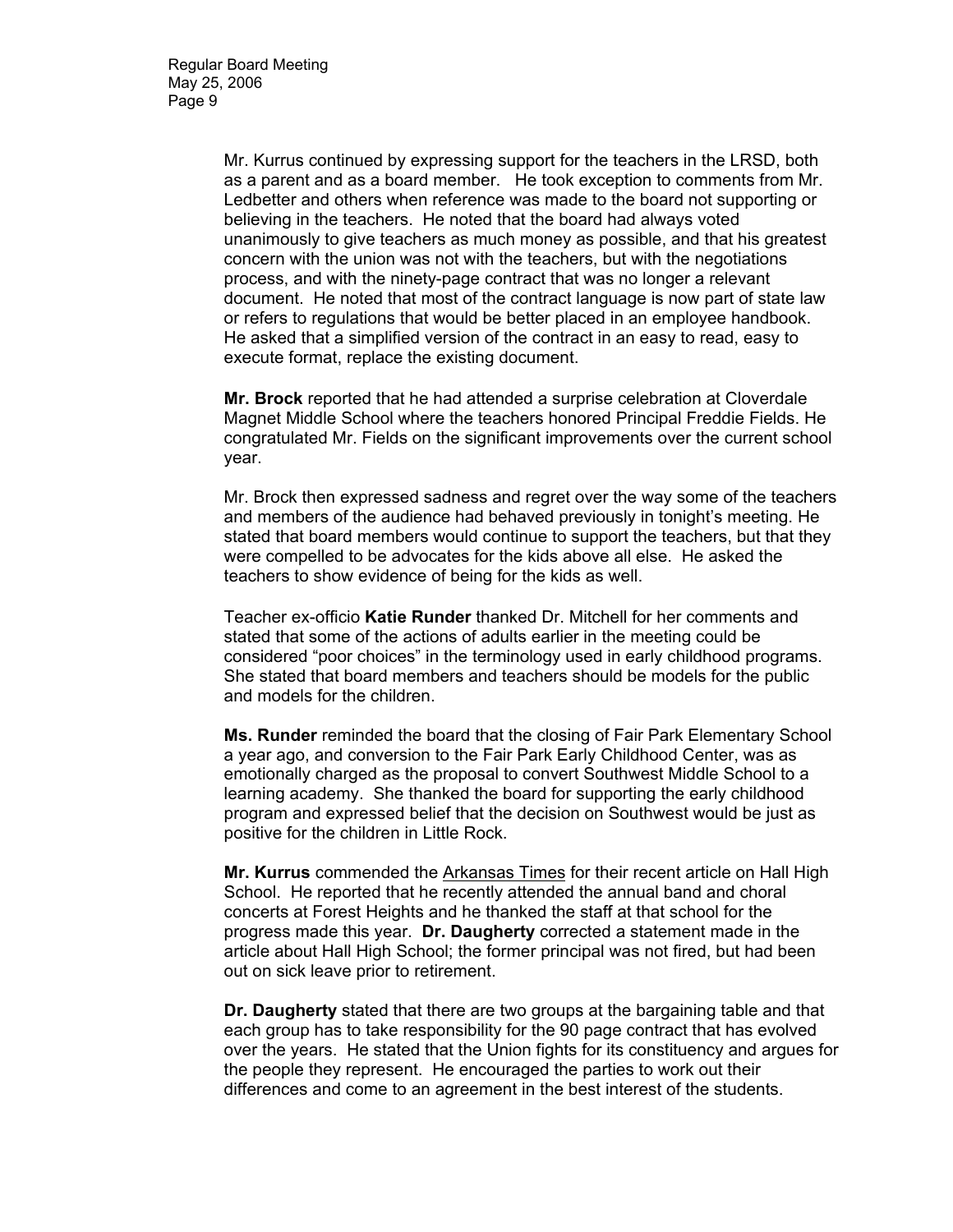Mr. Kurrus continued by expressing support for the teachers in the LRSD, both as a parent and as a board member. He took exception to comments from Mr. Ledbetter and others when reference was made to the board not supporting or believing in the teachers. He noted that the board had always voted unanimously to give teachers as much money as possible, and that his greatest concern with the union was not with the teachers, but with the negotiations process, and with the ninety-page contract that was no longer a relevant document. He noted that most of the contract language is now part of state law or refers to regulations that would be better placed in an employee handbook. He asked that a simplified version of the contract in an easy to read, easy to execute format, replace the existing document.

**Mr. Brock** reported that he had attended a surprise celebration at Cloverdale Magnet Middle School where the teachers honored Principal Freddie Fields. He congratulated Mr. Fields on the significant improvements over the current school year.

Mr. Brock then expressed sadness and regret over the way some of the teachers and members of the audience had behaved previously in tonight's meeting. He stated that board members would continue to support the teachers, but that they were compelled to be advocates for the kids above all else. He asked the teachers to show evidence of being for the kids as well.

Teacher ex-officio **Katie Runder** thanked Dr. Mitchell for her comments and stated that some of the actions of adults earlier in the meeting could be considered "poor choices" in the terminology used in early childhood programs. She stated that board members and teachers should be models for the public and models for the children.

**Ms. Runder** reminded the board that the closing of Fair Park Elementary School a year ago, and conversion to the Fair Park Early Childhood Center, was as emotionally charged as the proposal to convert Southwest Middle School to a learning academy. She thanked the board for supporting the early childhood program and expressed belief that the decision on Southwest would be just as positive for the children in Little Rock.

**Mr. Kurrus** commended the Arkansas Times for their recent article on Hall High School. He reported that he recently attended the annual band and choral concerts at Forest Heights and he thanked the staff at that school for the progress made this year. **Dr. Daugherty** corrected a statement made in the article about Hall High School; the former principal was not fired, but had been out on sick leave prior to retirement.

**Dr. Daugherty** stated that there are two groups at the bargaining table and that each group has to take responsibility for the 90 page contract that has evolved over the years. He stated that the Union fights for its constituency and argues for the people they represent. He encouraged the parties to work out their differences and come to an agreement in the best interest of the students.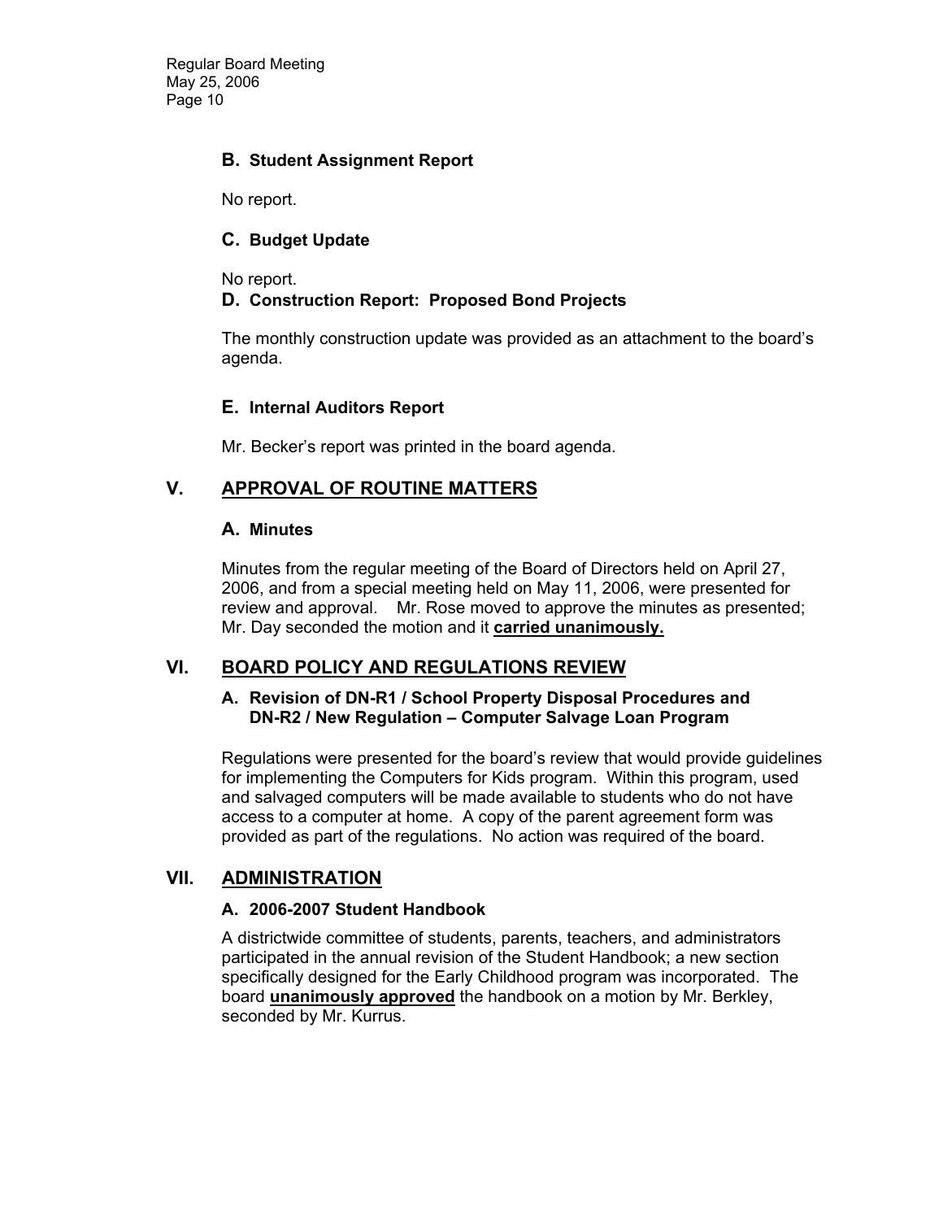### B. Student Assignment Report

No report.

### C. Budget Update

No report.

### D. Construction Report: Proposed Bond Projects

The monthly construction update was provided as an attachment to the board's agenda.

### E. Internal Auditors Report

Mr. Becker's report was printed in the board agenda.

## V. APPROVAL OF ROUTINE MATTERS

### A. Minutes

Minutes from the regular meeting of the Board of Directors held on April 27, 2006, and from a special meeting held on May 11, 2006, were presented for review and approval. Mr. Rose moved to approve the minutes as presented; Mr. Day seconded the motion and it **carried unanimously.**

## VI. BOARD POLICY AND REGULATIONS REVIEW

### A. Revision of DN-R1 / School Property Disposal Procedures and DN-R2 / New Regulation – Computer Salvage Loan Program

Regulations were presented for the board's review that would provide guidelines for implementing the Computers for Kids program. Within this program, used and salvaged computers will be made available to students who do not have access to a computer at home. A copy of the parent agreement form was provided as part of the regulations. No action was required of the board.

## VII. ADMINISTRATION

### A. 2006-2007 Student Handbook

A districtwide committee of students, parents, teachers, and administrators participated in the annual revision of the Student Handbook; a new section specifically designed for the Early Childhood program was incorporated. The board **unanimously approved** the handbook on a motion by Mr. Berkley, seconded by Mr. Kurrus.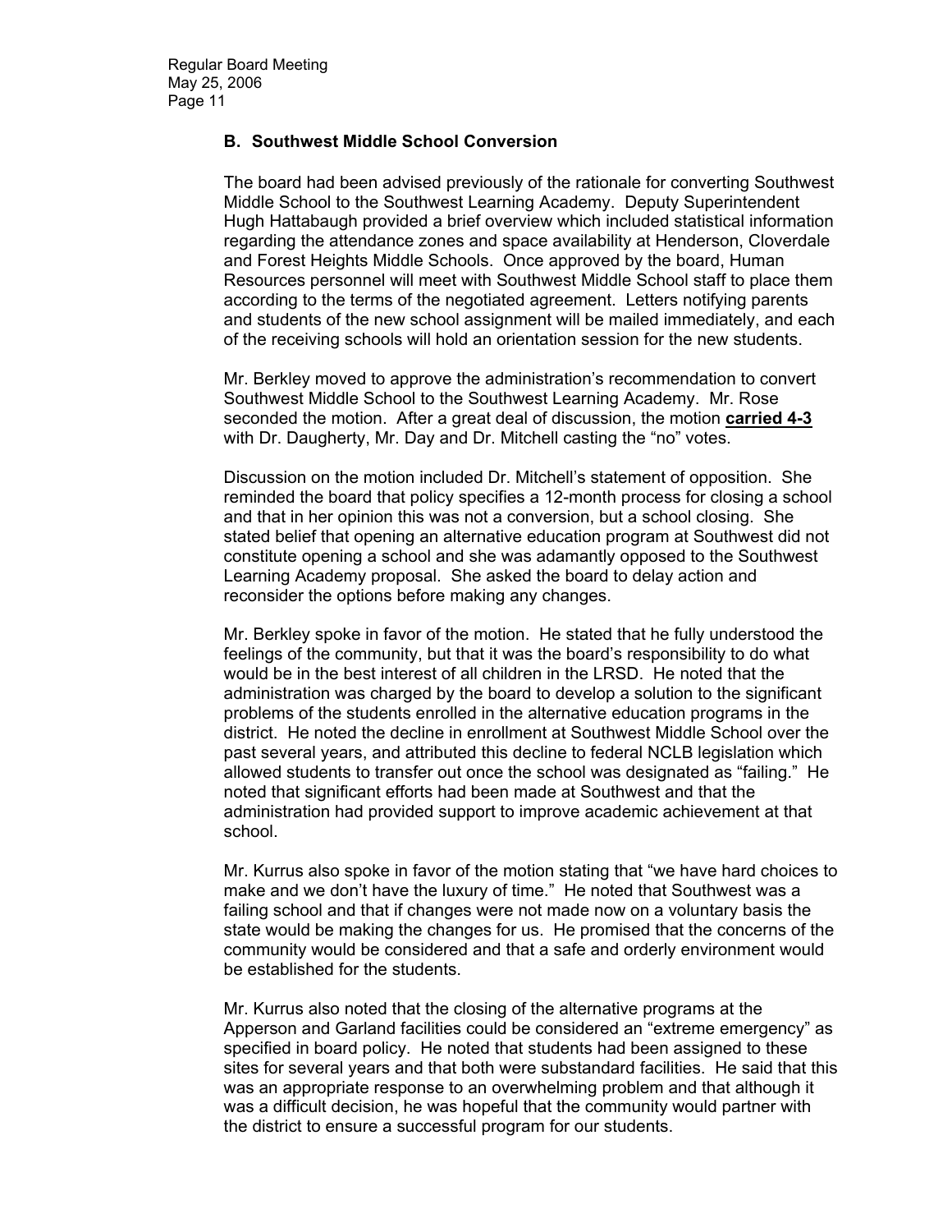### B. Southwest Middle School Conversion

The board had been advised previously of the rationale for converting Southwest Middle School to the Southwest Learning Academy. Deputy Superintendent Hugh Hattabaugh provided a brief overview which included statistical information regarding the attendance zones and space availability at Henderson, Cloverdale and Forest Heights Middle Schools. Once approved by the board, Human Resources personnel will meet with Southwest Middle School staff to place them according to the terms of the negotiated agreement. Letters notifying parents and students of the new school assignment will be mailed immediately, and each of the receiving schools will hold an orientation session for the new students.

Mr. Berkley moved to approve the administration's recommendation to convert Southwest Middle School to the Southwest Learning Academy. Mr. Rose seconded the motion. After a great deal of discussion, the motion **carried 4-3** with Dr. Daugherty, Mr. Day and Dr. Mitchell casting the "no" votes.

Discussion on the motion included Dr. Mitchell's statement of opposition. She reminded the board that policy specifies a 12-month process for closing a school and that in her opinion this was not a conversion, but a school closing. She stated belief that opening an alternative education program at Southwest did not constitute opening a school and she was adamantly opposed to the Southwest Learning Academy proposal. She asked the board to delay action and reconsider the options before making any changes.

Mr. Berkley spoke in favor of the motion. He stated that he fully understood the feelings of the community, but that it was the board's responsibility to do what would be in the best interest of all children in the LRSD. He noted that the administration was charged by the board to develop a solution to the significant problems of the students enrolled in the alternative education programs in the district. He noted the decline in enrollment at Southwest Middle School over the past several years, and attributed this decline to federal NCLB legislation which allowed students to transfer out once the school was designated as "failing." He noted that significant efforts had been made at Southwest and that the administration had provided support to improve academic achievement at that school.

Mr. Kurrus also spoke in favor of the motion stating that "we have hard choices to make and we don't have the luxury of time." He noted that Southwest was a failing school and that if changes were not made now on a voluntary basis the state would be making the changes for us. He promised that the concerns of the community would be considered and that a safe and orderly environment would be established for the students.

Mr. Kurrus also noted that the closing of the alternative programs at the Apperson and Garland facilities could be considered an "extreme emergency" as specified in board policy. He noted that students had been assigned to these sites for several years and that both were substandard facilities. He said that this was an appropriate response to an overwhelming problem and that although it was a difficult decision, he was hopeful that the community would partner with the district to ensure a successful program for our students.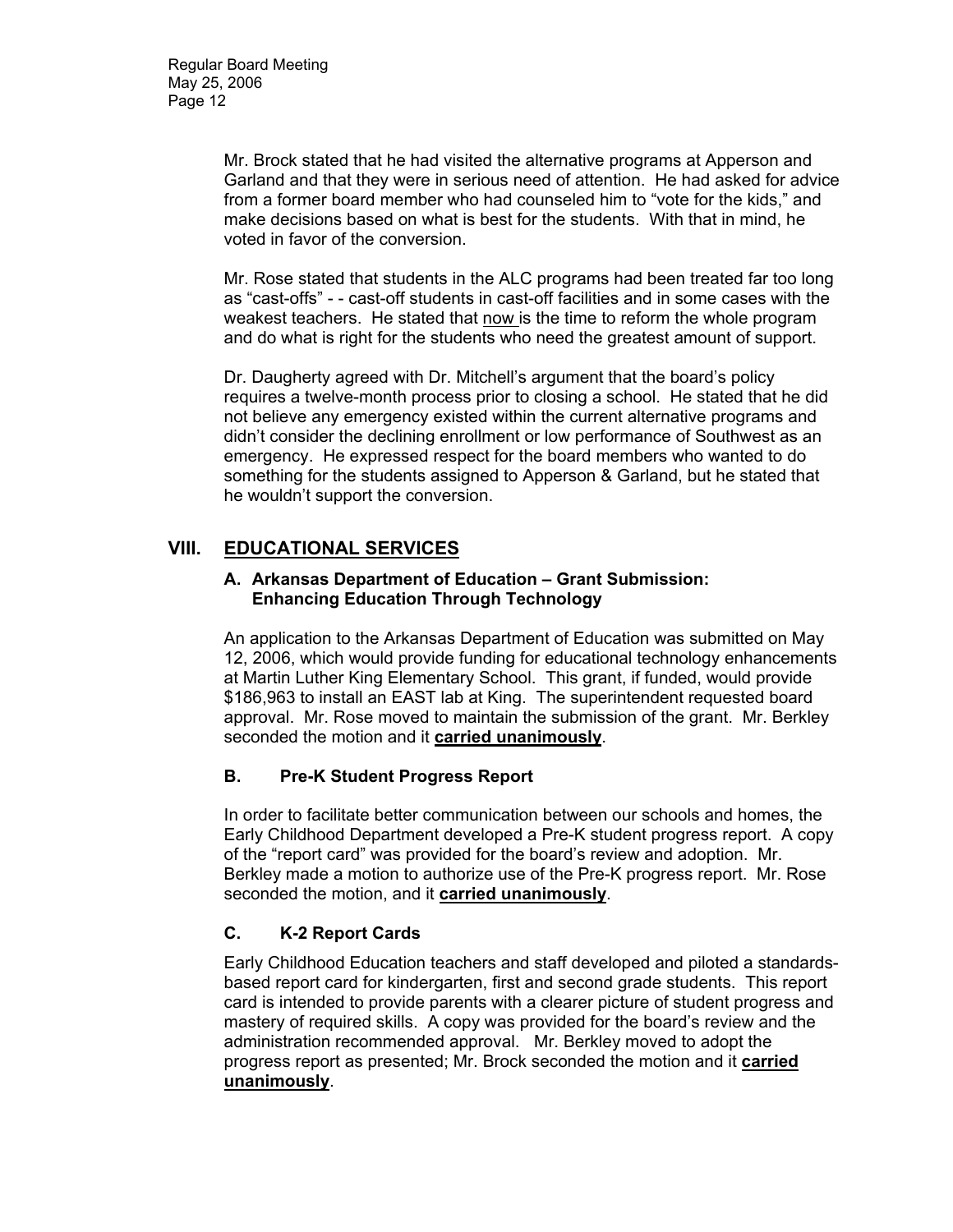Mr. Brock stated that he had visited the alternative programs at Apperson and Garland and that they were in serious need of attention. He had asked for advice from a former board member who had counseled him to "vote for the kids," and make decisions based on what is best for the students. With that in mind, he voted in favor of the conversion.

Mr. Rose stated that students in the ALC programs had been treated far too long as "cast-offs" - - cast-off students in cast-off facilities and in some cases with the weakest teachers. He stated that <u>now</u> is the time to reform the whole program and do what is right for the students who need the greatest amount of support.

Dr. Daugherty agreed with Dr. Mitchell's argument that the board's policy requires a twelve-month process prior to closing a school. He stated that he did not believe any emergency existed within the current alternative programs and didn't consider the declining enrollment or low performance of Southwest as an emergency. He expressed respect for the board members who wanted to do something for the students assigned to Apperson & Garland, but he stated that he wouldn't support the conversion.

## VIII. EDUCATIONAL SERVICES

### A. Arkansas Department of Education – Grant Submission: Enhancing Education Through Technology

An application to the Arkansas Department of Education was submitted on May 12, 2006, which would provide funding for educational technology enhancements at Martin Luther King Elementary School. This grant, if funded, would provide $186,963 to install an EAST lab at King. The superintendent requested board approval. Mr. Rose moved to maintain the submission of the grant. Mr. Berkley seconded the motion and it **carried unanimously**.

### B. Pre-K Student Progress Report

In order to facilitate better communication between our schools and homes, the Early Childhood Department developed a Pre-K student progress report. A copy of the "report card" was provided for the board's review and adoption. Mr. Berkley made a motion to authorize use of the Pre-K progress report. Mr. Rose seconded the motion, and it **carried unanimously**.

### C. K-2 Report Cards

Early Childhood Education teachers and staff developed and piloted a standards-based report card for kindergarten, first and second grade students. This report card is intended to provide parents with a clearer picture of student progress and mastery of required skills. A copy was provided for the board's review and the administration recommended approval. Mr. Berkley moved to adopt the progress report as presented; Mr. Brock seconded the motion and it **carried unanimously**.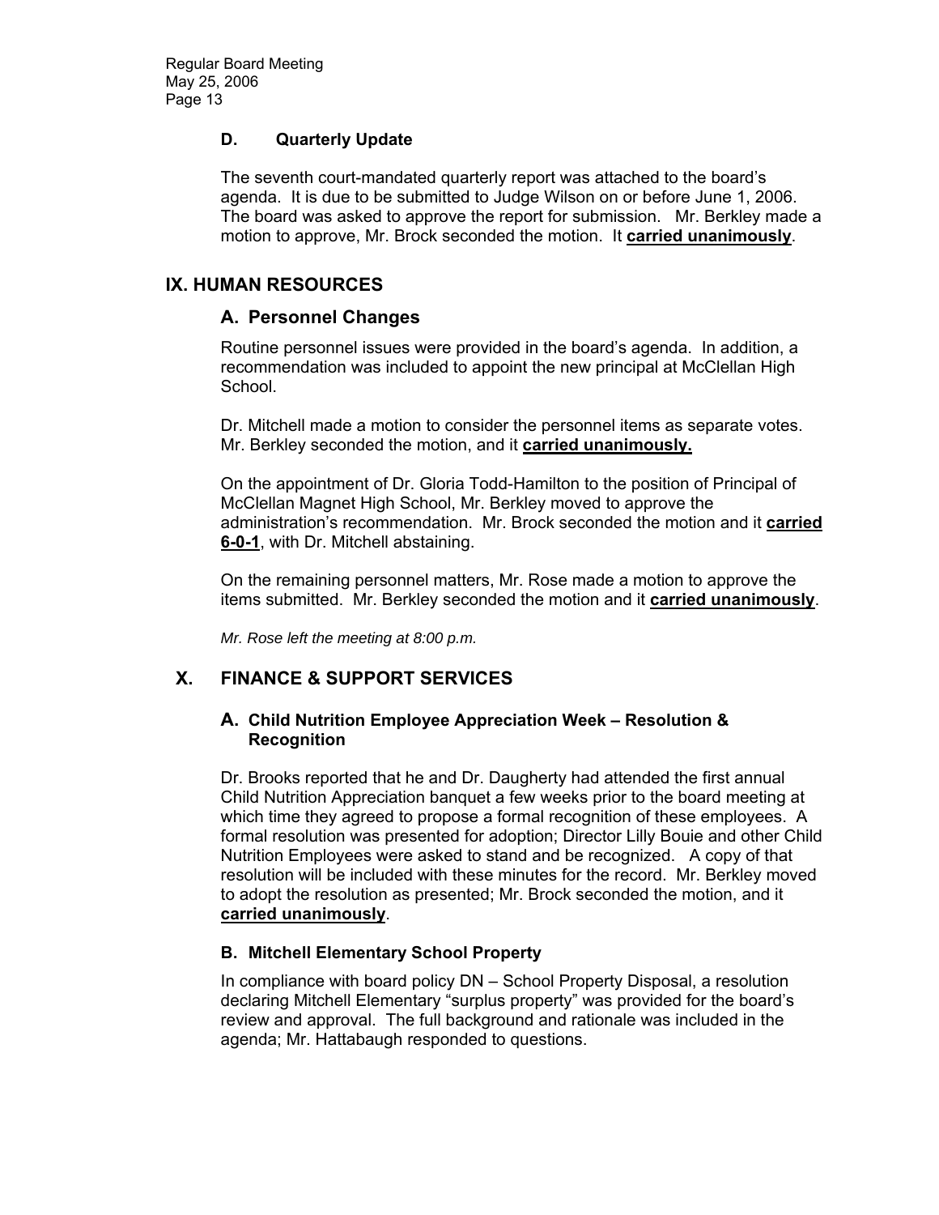### D. Quarterly Update

The seventh court-mandated quarterly report was attached to the board's agenda. It is due to be submitted to Judge Wilson on or before June 1, 2006. The board was asked to approve the report for submission. Mr. Berkley made a motion to approve, Mr. Brock seconded the motion. It **carried unanimously**.

## IX. HUMAN RESOURCES

### A. Personnel Changes

Routine personnel issues were provided in the board's agenda. In addition, a recommendation was included to appoint the new principal at McClellan High School.

Dr. Mitchell made a motion to consider the personnel items as separate votes. Mr. Berkley seconded the motion, and it **carried unanimously.**

On the appointment of Dr. Gloria Todd-Hamilton to the position of Principal of McClellan Magnet High School, Mr. Berkley moved to approve the administration's recommendation. Mr. Brock seconded the motion and it **carried 6-0-1**, with Dr. Mitchell abstaining.

On the remaining personnel matters, Mr. Rose made a motion to approve the items submitted. Mr. Berkley seconded the motion and it **carried unanimously**.

*Mr. Rose left the meeting at 8:00 p.m.*

## X. FINANCE & SUPPORT SERVICES

### A. Child Nutrition Employee Appreciation Week – Resolution & Recognition

Dr. Brooks reported that he and Dr. Daugherty had attended the first annual Child Nutrition Appreciation banquet a few weeks prior to the board meeting at which time they agreed to propose a formal recognition of these employees. A formal resolution was presented for adoption; Director Lilly Bouie and other Child Nutrition Employees were asked to stand and be recognized. A copy of that resolution will be included with these minutes for the record. Mr. Berkley moved to adopt the resolution as presented; Mr. Brock seconded the motion, and it **carried unanimously**.

### B. Mitchell Elementary School Property

In compliance with board policy DN – School Property Disposal, a resolution declaring Mitchell Elementary "surplus property" was provided for the board's review and approval. The full background and rationale was included in the agenda; Mr. Hattabaugh responded to questions.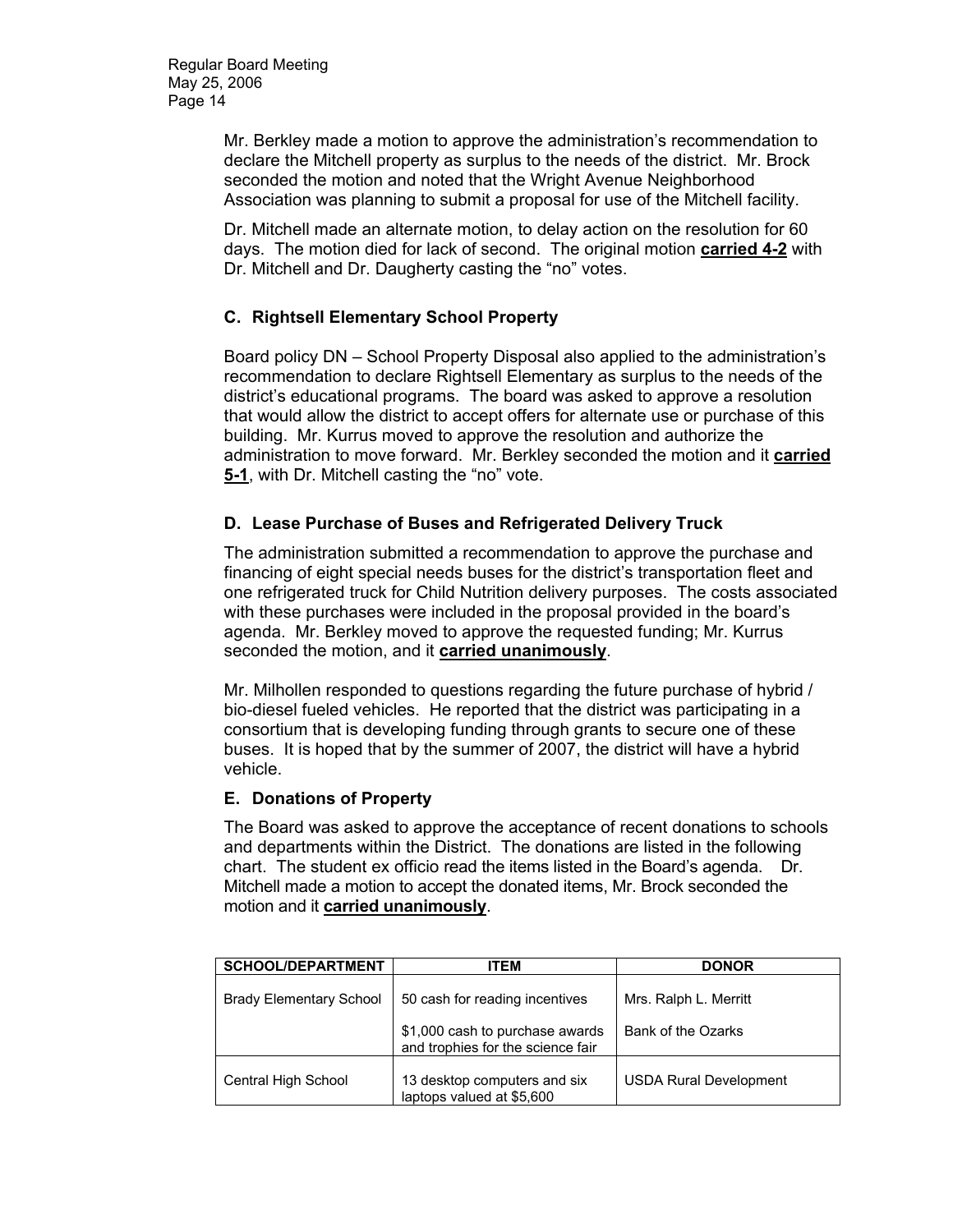Mr. Berkley made a motion to approve the administration's recommendation to declare the Mitchell property as surplus to the needs of the district. Mr. Brock seconded the motion and noted that the Wright Avenue Neighborhood Association was planning to submit a proposal for use of the Mitchell facility.

Dr. Mitchell made an alternate motion, to delay action on the resolution for 60 days. The motion died for lack of second. The original motion **carried 4-2** with Dr. Mitchell and Dr. Daugherty casting the "no" votes.

### C. Rightsell Elementary School Property

Board policy DN – School Property Disposal also applied to the administration's recommendation to declare Rightsell Elementary as surplus to the needs of the district's educational programs. The board was asked to approve a resolution that would allow the district to accept offers for alternate use or purchase of this building. Mr. Kurrus moved to approve the resolution and authorize the administration to move forward. Mr. Berkley seconded the motion and it **carried 5-1**, with Dr. Mitchell casting the "no" vote.

### D. Lease Purchase of Buses and Refrigerated Delivery Truck

The administration submitted a recommendation to approve the purchase and financing of eight special needs buses for the district's transportation fleet and one refrigerated truck for Child Nutrition delivery purposes. The costs associated with these purchases were included in the proposal provided in the board's agenda. Mr. Berkley moved to approve the requested funding; Mr. Kurrus seconded the motion, and it **carried unanimously**.

Mr. Milhollen responded to questions regarding the future purchase of hybrid / bio-diesel fueled vehicles. He reported that the district was participating in a consortium that is developing funding through grants to secure one of these buses. It is hoped that by the summer of 2007, the district will have a hybrid vehicle.

### E. Donations of Property

The Board was asked to approve the acceptance of recent donations to schools and departments within the District. The donations are listed in the following chart. The student ex officio read the items listed in the Board's agenda. Dr. Mitchell made a motion to accept the donated items, Mr. Brock seconded the motion and it **carried unanimously**.

| SCHOOL/DEPARTMENT | ITEM | DONOR |
|---|---|---|
| Brady Elementary School | 50 cash for reading incentives | Mrs. Ralph L. Merritt |
| | $1,000 cash to purchase awards and trophies for the science fair | Bank of the Ozarks |
| Central High School | 13 desktop computers and six laptops valued at $5,600 | USDA Rural Development |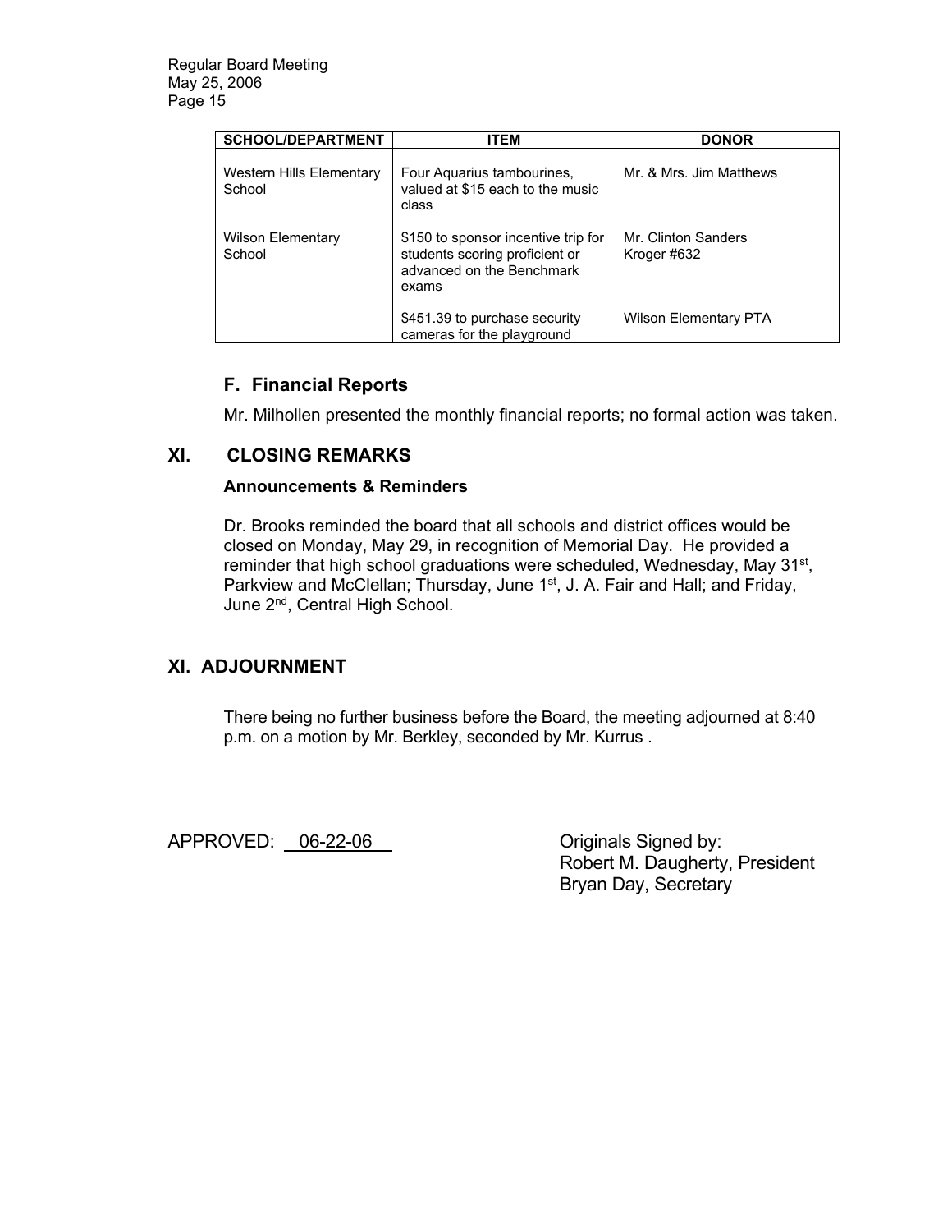| SCHOOL/DEPARTMENT | ITEM | DONOR |
|---|---|---|
| Western Hills Elementary School | Four Aquarius tambourines, valued at $15 each to the music class | Mr. & Mrs. Jim Matthews |
| Wilson Elementary School | $150 to sponsor incentive trip for students scoring proficient or advanced on the Benchmark exams | Mr. Clinton Sanders Kroger #632 |
| | $451.39 to purchase security cameras for the playground | Wilson Elementary PTA |

### F. Financial Reports

Mr. Milhollen presented the monthly financial reports; no formal action was taken.

## XI. CLOSING REMARKS

**Announcements & Reminders**

Dr. Brooks reminded the board that all schools and district offices would be closed on Monday, May 29, in recognition of Memorial Day. He provided a reminder that high school graduations were scheduled, Wednesday, May 31st, Parkview and McClellan; Thursday, June 1st, J. A. Fair and Hall; and Friday, June 2nd, Central High School.

## XI. ADJOURNMENT

There being no further business before the Board, the meeting adjourned at 8:40 p.m. on a motion by Mr. Berkley, seconded by Mr. Kurrus .

APPROVED: 06-22-06

Originals Signed by:
Robert M. Daugherty, President
Bryan Day, Secretary